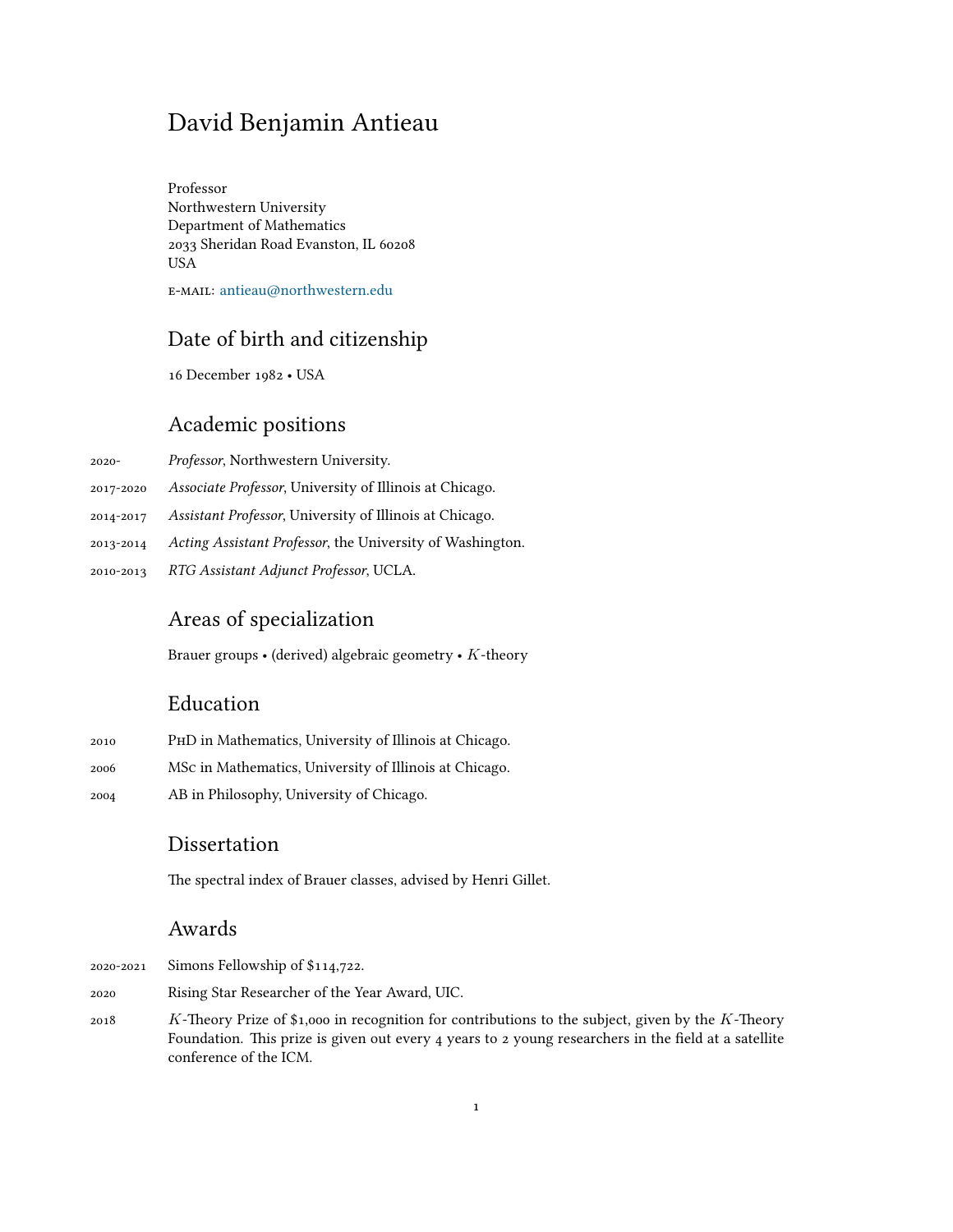# David Benjamin Antieau

Professor
Northwestern University
Department of Mathematics
2033 Sheridan Road Evanston, IL 60208
USA

E-MAIL: antieau@northwestern.edu

## Date of birth and citizenship

16 December 1982 • USA

## Academic positions

2020- *Professor*, Northwestern University.

2017-2020 *Associate Professor*, University of Illinois at Chicago.

2014-2017 *Assistant Professor*, University of Illinois at Chicago.

2013-2014 *Acting Assistant Professor*, the University of Washington.

2010-2013 *RTG Assistant Adjunct Professor*, UCLA.

## Areas of specialization

Brauer groups • (derived) algebraic geometry • $K$-theory

## Education

2010 PhD in Mathematics, University of Illinois at Chicago.

2006 MSc in Mathematics, University of Illinois at Chicago.

2004 AB in Philosophy, University of Chicago.

## Dissertation

The spectral index of Brauer classes, advised by Henri Gillet.

## Awards

2020-2021 Simons Fellowship of $114,722.

2020 Rising Star Researcher of the Year Award, UIC.

2018 $K$-Theory Prize of $1,000 in recognition for contributions to the subject, given by the $K$-Theory Foundation. This prize is given out every 4 years to 2 young researchers in the field at a satellite conference of the ICM.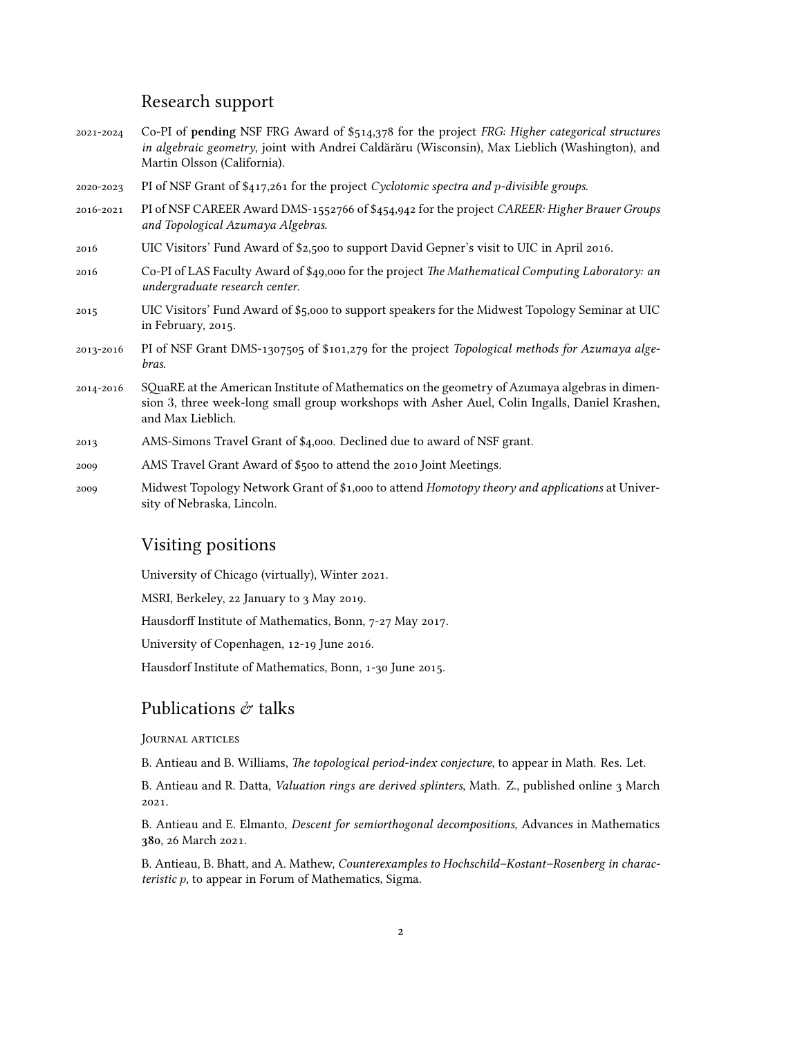## Research support

| | |
|---|---|
| 2021-2024 | Co-PI of **pending** NSF FRG Award of $514,378 for the project *FRG: Higher categorical structures in algebraic geometry*, joint with Andrei Căldăraru (Wisconsin), Max Lieblich (Washington), and Martin Olsson (California). |
| 2020-2023 | PI of NSF Grant of $417,261 for the project *Cyclotomic spectra and $p$-divisible groups*. |
| 2016-2021 | PI of NSF CAREER Award DMS-1552766 of $454,942 for the project *CAREER: Higher Brauer Groups and Topological Azumaya Algebras*. |
| 2016 | UIC Visitors' Fund Award of $2,500 to support David Gepner's visit to UIC in April 2016. |
| 2016 | Co-PI of LAS Faculty Award of $49,000 for the project *The Mathematical Computing Laboratory: an undergraduate research center*. |
| 2015 | UIC Visitors' Fund Award of $5,000 to support speakers for the Midwest Topology Seminar at UIC in February, 2015. |
| 2013-2016 | PI of NSF Grant DMS-1307505 of $101,279 for the project *Topological methods for Azumaya algebras*. |
| 2014-2016 | SQuaRE at the American Institute of Mathematics on the geometry of Azumaya algebras in dimension 3, three week-long small group workshops with Asher Auel, Colin Ingalls, Daniel Krashen, and Max Lieblich. |
| 2013 | AMS-Simons Travel Grant of $4,000. Declined due to award of NSF grant. |
| 2009 | AMS Travel Grant Award of $500 to attend the 2010 Joint Meetings. |
| 2009 | Midwest Topology Network Grant of $1,000 to attend *Homotopy theory and applications* at University of Nebraska, Lincoln. |

## Visiting positions

University of Chicago (virtually), Winter 2021.

MSRI, Berkeley, 22 January to 3 May 2019.

Hausdorff Institute of Mathematics, Bonn, 7-27 May 2017.

University of Copenhagen, 12-19 June 2016.

Hausdorf Institute of Mathematics, Bonn, 1-30 June 2015.

## Publications & talks

### Journal articles

B. Antieau and B. Williams, *The topological period-index conjecture*, to appear in Math. Res. Let.

B. Antieau and R. Datta, *Valuation rings are derived splinters*, Math. Z., published online 3 March 2021.

B. Antieau and E. Elmanto, *Descent for semiorthogonal decompositions*, Advances in Mathematics **380**, 26 March 2021.

B. Antieau, B. Bhatt, and A. Mathew, *Counterexamples to Hochschild–Kostant–Rosenberg in characteristic $p$*, to appear in Forum of Mathematics, Sigma.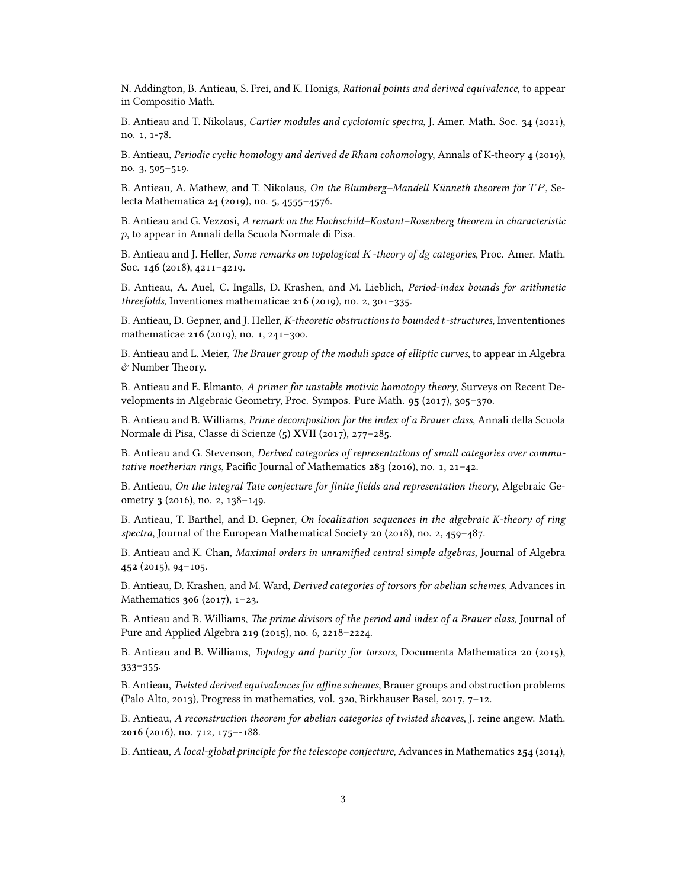N. Addington, B. Antieau, S. Frei, and K. Honigs, *Rational points and derived equivalence*, to appear in Compositio Math.

B. Antieau and T. Nikolaus, *Cartier modules and cyclotomic spectra*, J. Amer. Math. Soc. **34** (2021), no. 1, 1-78.

B. Antieau, *Periodic cyclic homology and derived de Rham cohomology*, Annals of K-theory **4** (2019), no. 3, 505–519.

B. Antieau, A. Mathew, and T. Nikolaus, *On the Blumberg–Mandell Künneth theorem for $TP$*, Selecta Mathematica **24** (2019), no. 5, 4555–4576.

B. Antieau and G. Vezzosi, *A remark on the Hochschild–Kostant–Rosenberg theorem in characteristic $p$*, to appear in Annali della Scuola Normale di Pisa.

B. Antieau and J. Heller, *Some remarks on topological $K$-theory of dg categories*, Proc. Amer. Math. Soc. **146** (2018), 4211–4219.

B. Antieau, A. Auel, C. Ingalls, D. Krashen, and M. Lieblich, *Period-index bounds for arithmetic threefolds*, Inventiones mathematicae **216** (2019), no. 2, 301–335.

B. Antieau, D. Gepner, and J. Heller, *K-theoretic obstructions to bounded $t$-structures*, Inventiones mathematicae **216** (2019), no. 1, 241–300.

B. Antieau and L. Meier, *The Brauer group of the moduli space of elliptic curves*, to appear in Algebra & Number Theory.

B. Antieau and E. Elmanto, *A primer for unstable motivic homotopy theory*, Surveys on Recent Developments in Algebraic Geometry, Proc. Sympos. Pure Math. **95** (2017), 305–370.

B. Antieau and B. Williams, *Prime decomposition for the index of a Brauer class*, Annali della Scuola Normale di Pisa, Classe di Scienze (5) **XVII** (2017), 277–285.

B. Antieau and G. Stevenson, *Derived categories of representations of small categories over commutative noetherian rings*, Pacific Journal of Mathematics **283** (2016), no. 1, 21–42.

B. Antieau, *On the integral Tate conjecture for finite fields and representation theory*, Algebraic Geometry **3** (2016), no. 2, 138–149.

B. Antieau, T. Barthel, and D. Gepner, *On localization sequences in the algebraic K-theory of ring spectra*, Journal of the European Mathematical Society **20** (2018), no. 2, 459–487.

B. Antieau and K. Chan, *Maximal orders in unramified central simple algebras*, Journal of Algebra **452** (2015), 94–105.

B. Antieau, D. Krashen, and M. Ward, *Derived categories of torsors for abelian schemes*, Advances in Mathematics **306** (2017), 1–23.

B. Antieau and B. Williams, *The prime divisors of the period and index of a Brauer class*, Journal of Pure and Applied Algebra **219** (2015), no. 6, 2218–2224.

B. Antieau and B. Williams, *Topology and purity for torsors*, Documenta Mathematica **20** (2015), 333–355.

B. Antieau, *Twisted derived equivalences for affine schemes*, Brauer groups and obstruction problems (Palo Alto, 2013), Progress in mathematics, vol. 320, Birkhauser Basel, 2017, 7–12.

B. Antieau, *A reconstruction theorem for abelian categories of twisted sheaves*, J. reine angew. Math. **2016** (2016), no. 712, 175–-188.

B. Antieau, *A local-global principle for the telescope conjecture*, Advances in Mathematics **254** (2014),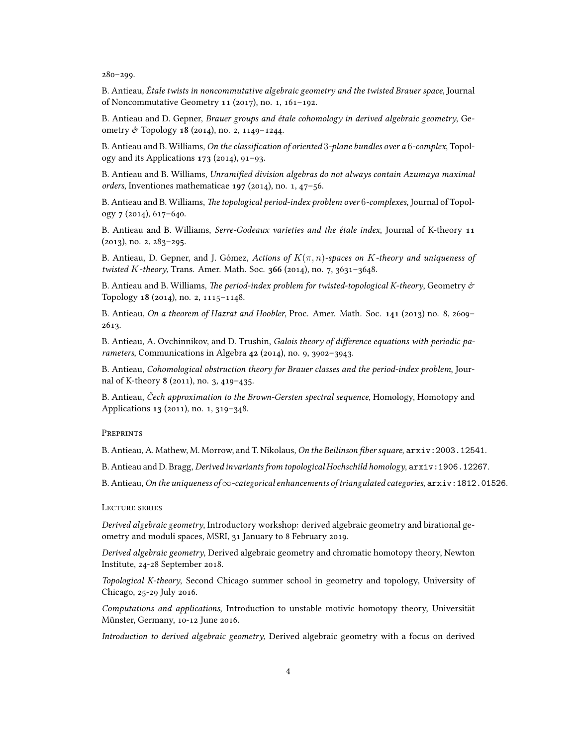280–299.

B. Antieau, *Étale twists in noncommutative algebraic geometry and the twisted Brauer space*, Journal of Noncommutative Geometry **11** (2017), no. 1, 161–192.

B. Antieau and D. Gepner, *Brauer groups and étale cohomology in derived algebraic geometry*, Geometry & Topology **18** (2014), no. 2, 1149–1244.

B. Antieau and B. Williams, *On the classification of oriented 3-plane bundles over a 6-complex*, Topology and its Applications **173** (2014), 91–93.

B. Antieau and B. Williams, *Unramified division algebras do not always contain Azumaya maximal orders*, Inventiones mathematicae **197** (2014), no. 1, 47–56.

B. Antieau and B. Williams, *The topological period-index problem over 6-complexes*, Journal of Topology **7** (2014), 617–640.

B. Antieau and B. Williams, *Serre-Godeaux varieties and the étale index*, Journal of K-theory **11** (2013), no. 2, 283–295.

B. Antieau, D. Gepner, and J. Gómez, *Actions of $K(\pi, n)$-spaces on $K$-theory and uniqueness of twisted $K$-theory*, Trans. Amer. Math. Soc. **366** (2014), no. 7, 3631–3648.

B. Antieau and B. Williams, *The period-index problem for twisted-topological K-theory*, Geometry & Topology **18** (2014), no. 2, 1115–1148.

B. Antieau, *On a theorem of Hazrat and Hoobler*, Proc. Amer. Math. Soc. **141** (2013) no. 8, 2609–2613.

B. Antieau, A. Ovchinnikov, and D. Trushin, *Galois theory of difference equations with periodic parameters*, Communications in Algebra **42** (2014), no. 9, 3902–3943.

B. Antieau, *Cohomological obstruction theory for Brauer classes and the period-index problem*, Journal of K-theory **8** (2011), no. 3, 419–435.

B. Antieau, *Čech approximation to the Brown-Gersten spectral sequence*, Homology, Homotopy and Applications **13** (2011), no. 1, 319–348.

### Preprints

B. Antieau, A. Mathew, M. Morrow, and T. Nikolaus, *On the Beilinson fiber square*, `arxiv:2003.12541`.

B. Antieau and D. Bragg, *Derived invariants from topological Hochschild homology*, `arxiv:1906.12267`.

B. Antieau, *On the uniqueness of $\infty$-categorical enhancements of triangulated categories*, `arxiv:1812.01526`.

### Lecture series

*Derived algebraic geometry*, Introductory workshop: derived algebraic geometry and birational geometry and moduli spaces, MSRI, 31 January to 8 February 2019.

*Derived algebraic geometry*, Derived algebraic geometry and chromatic homotopy theory, Newton Institute, 24-28 September 2018.

*Topological K-theory*, Second Chicago summer school in geometry and topology, University of Chicago, 25-29 July 2016.

*Computations and applications*, Introduction to unstable motivic homotopy theory, Universität Münster, Germany, 10-12 June 2016.

*Introduction to derived algebraic geometry*, Derived algebraic geometry with a focus on derived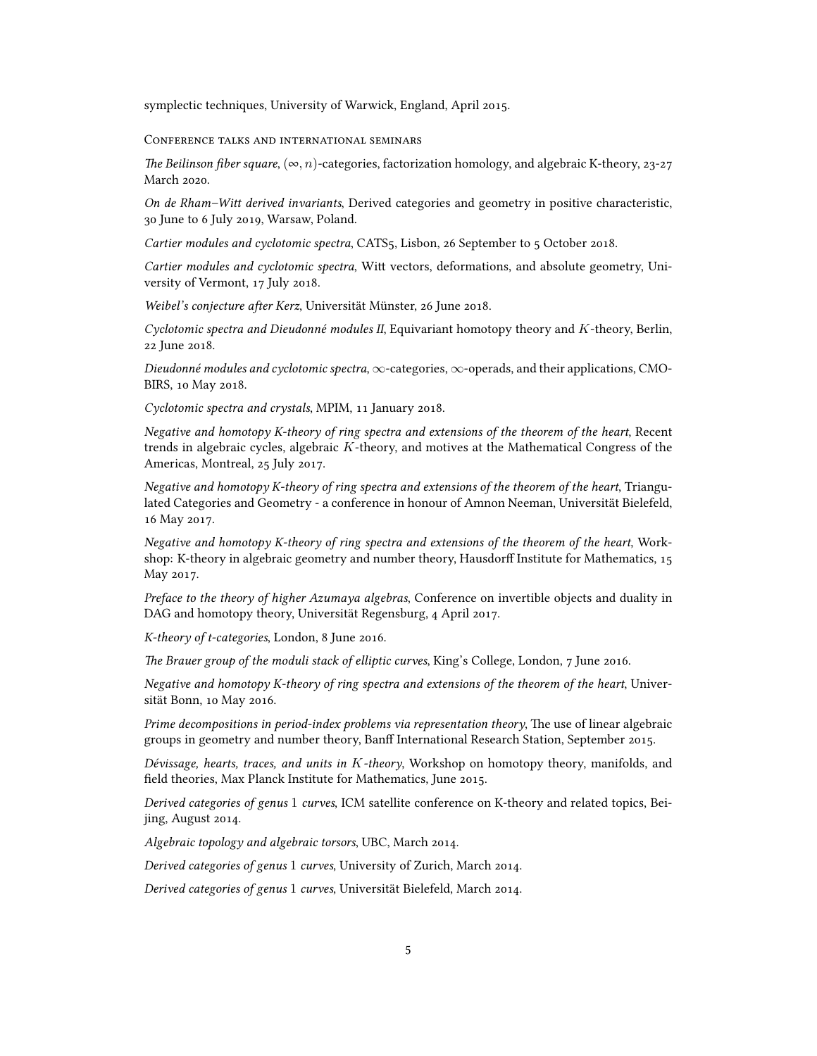symplectic techniques, University of Warwick, England, April 2015.

## Conference talks and international seminars

*The Beilinson fiber square*, $(\infty, n)$-categories, factorization homology, and algebraic K-theory, 23-27 March 2020.

*On de Rham–Witt derived invariants*, Derived categories and geometry in positive characteristic, 30 June to 6 July 2019, Warsaw, Poland.

*Cartier modules and cyclotomic spectra*, CATS5, Lisbon, 26 September to 5 October 2018.

*Cartier modules and cyclotomic spectra*, Witt vectors, deformations, and absolute geometry, University of Vermont, 17 July 2018.

*Weibel's conjecture after Kerz*, Universität Münster, 26 June 2018.

*Cyclotomic spectra and Dieudonné modules II*, Equivariant homotopy theory and $K$-theory, Berlin, 22 June 2018.

*Dieudonné modules and cyclotomic spectra*, $\infty$-categories, $\infty$-operads, and their applications, CMO-BIRS, 10 May 2018.

*Cyclotomic spectra and crystals*, MPIM, 11 January 2018.

*Negative and homotopy K-theory of ring spectra and extensions of the theorem of the heart*, Recent trends in algebraic cycles, algebraic $K$-theory, and motives at the Mathematical Congress of the Americas, Montreal, 25 July 2017.

*Negative and homotopy K-theory of ring spectra and extensions of the theorem of the heart*, Triangulated Categories and Geometry - a conference in honour of Amnon Neeman, Universität Bielefeld, 16 May 2017.

*Negative and homotopy K-theory of ring spectra and extensions of the theorem of the heart*, Workshop: K-theory in algebraic geometry and number theory, Hausdorff Institute for Mathematics, 15 May 2017.

*Preface to the theory of higher Azumaya algebras*, Conference on invertible objects and duality in DAG and homotopy theory, Universität Regensburg, 4 April 2017.

*K-theory of t-categories*, London, 8 June 2016.

*The Brauer group of the moduli stack of elliptic curves*, King's College, London, 7 June 2016.

*Negative and homotopy K-theory of ring spectra and extensions of the theorem of the heart*, Universität Bonn, 10 May 2016.

*Prime decompositions in period-index problems via representation theory*, The use of linear algebraic groups in geometry and number theory, Banff International Research Station, September 2015.

*Dévissage, hearts, traces, and units in $K$-theory*, Workshop on homotopy theory, manifolds, and field theories, Max Planck Institute for Mathematics, June 2015.

*Derived categories of genus 1 curves*, ICM satellite conference on K-theory and related topics, Beijing, August 2014.

*Algebraic topology and algebraic torsors*, UBC, March 2014.

*Derived categories of genus 1 curves*, University of Zurich, March 2014.

*Derived categories of genus 1 curves*, Universität Bielefeld, March 2014.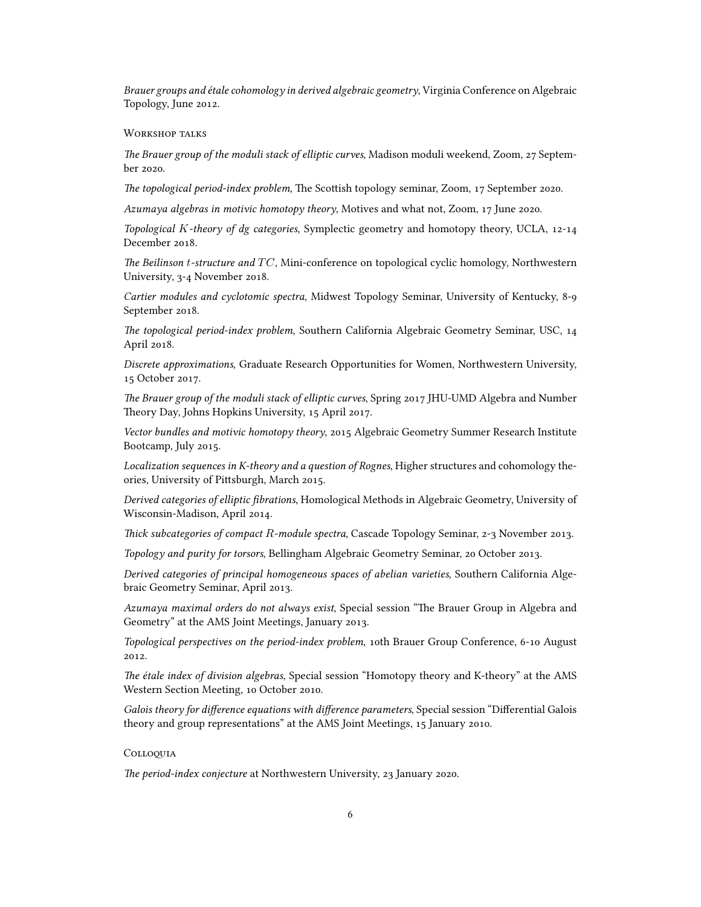*Brauer groups and étale cohomology in derived algebraic geometry*, Virginia Conference on Algebraic Topology, June 2012.

### Workshop talks

*The Brauer group of the moduli stack of elliptic curves*, Madison moduli weekend, Zoom, 27 September 2020.

*The topological period-index problem*, The Scottish topology seminar, Zoom, 17 September 2020.

*Azumaya algebras in motivic homotopy theory*, Motives and what not, Zoom, 17 June 2020.

*Topological $K$-theory of dg categories*, Symplectic geometry and homotopy theory, UCLA, 12-14 December 2018.

*The Beilinson $t$-structure and $TC$*, Mini-conference on topological cyclic homology, Northwestern University, 3-4 November 2018.

*Cartier modules and cyclotomic spectra*, Midwest Topology Seminar, University of Kentucky, 8-9 September 2018.

*The topological period-index problem*, Southern California Algebraic Geometry Seminar, USC, 14 April 2018.

*Discrete approximations*, Graduate Research Opportunities for Women, Northwestern University, 15 October 2017.

*The Brauer group of the moduli stack of elliptic curves*, Spring 2017 JHU-UMD Algebra and Number Theory Day, Johns Hopkins University, 15 April 2017.

*Vector bundles and motivic homotopy theory*, 2015 Algebraic Geometry Summer Research Institute Bootcamp, July 2015.

*Localization sequences in K-theory and a question of Rognes*, Higher structures and cohomology theories, University of Pittsburgh, March 2015.

*Derived categories of elliptic fibrations*, Homological Methods in Algebraic Geometry, University of Wisconsin-Madison, April 2014.

*Thick subcategories of compact $R$-module spectra*, Cascade Topology Seminar, 2-3 November 2013.

*Topology and purity for torsors*, Bellingham Algebraic Geometry Seminar, 20 October 2013.

*Derived categories of principal homogeneous spaces of abelian varieties*, Southern California Algebraic Geometry Seminar, April 2013.

*Azumaya maximal orders do not always exist*, Special session "The Brauer Group in Algebra and Geometry" at the AMS Joint Meetings, January 2013.

*Topological perspectives on the period-index problem*, 10th Brauer Group Conference, 6-10 August 2012.

*The étale index of division algebras*, Special session "Homotopy theory and K-theory" at the AMS Western Section Meeting, 10 October 2010.

*Galois theory for difference equations with difference parameters*, Special session "Differential Galois theory and group representations" at the AMS Joint Meetings, 15 January 2010.

### Colloquia

*The period-index conjecture* at Northwestern University, 23 January 2020.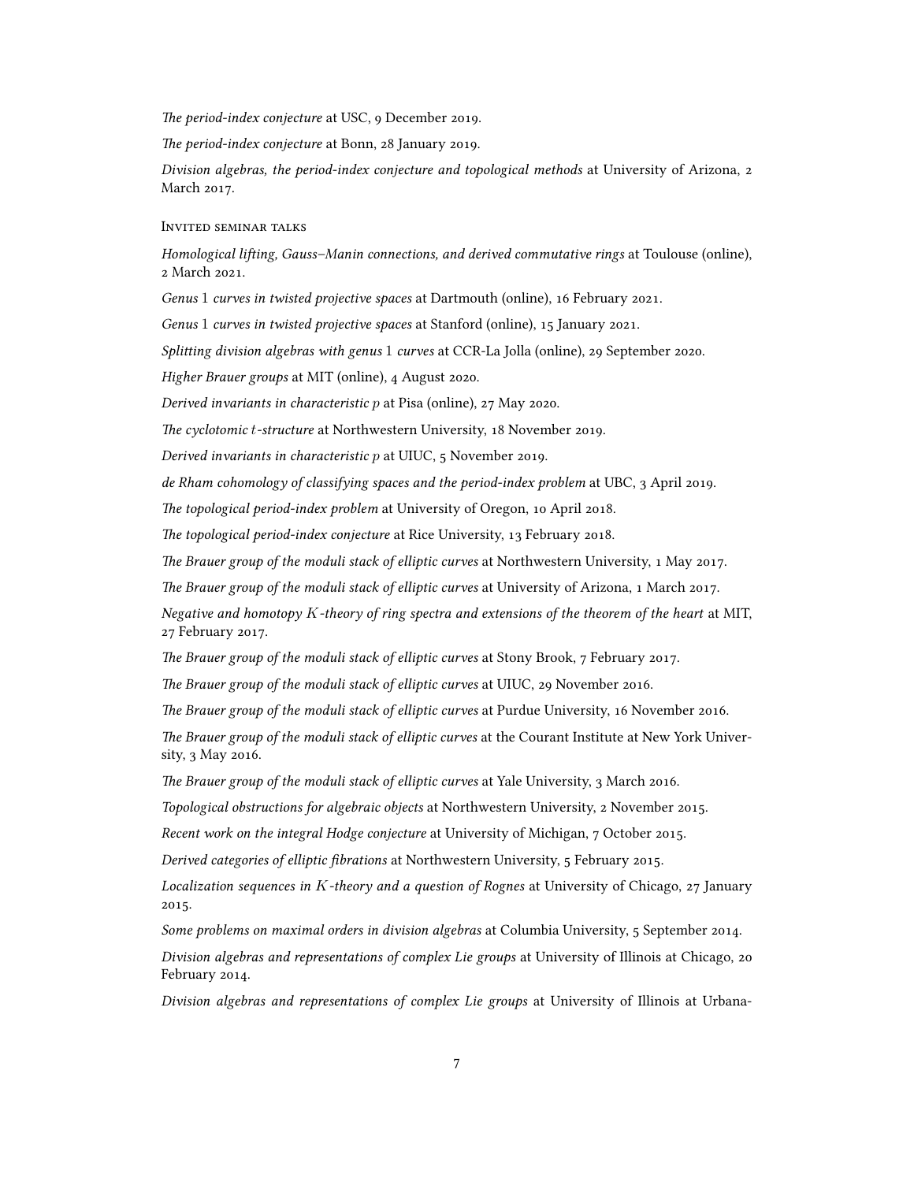*The period-index conjecture* at USC, 9 December 2019.

*The period-index conjecture* at Bonn, 28 January 2019.

*Division algebras, the period-index conjecture and topological methods* at University of Arizona, 2 March 2017.

## Invited seminar talks

*Homological lifting, Gauss–Manin connections, and derived commutative rings* at Toulouse (online), 2 March 2021.

*Genus $1$ curves in twisted projective spaces* at Dartmouth (online), 16 February 2021.

*Genus $1$ curves in twisted projective spaces* at Stanford (online), 15 January 2021.

*Splitting division algebras with genus $1$ curves* at CCR-La Jolla (online), 29 September 2020.

*Higher Brauer groups* at MIT (online), 4 August 2020.

*Derived invariants in characteristic $p$* at Pisa (online), 27 May 2020.

*The cyclotomic $t$-structure* at Northwestern University, 18 November 2019.

*Derived invariants in characteristic $p$* at UIUC, 5 November 2019.

*de Rham cohomology of classifying spaces and the period-index problem* at UBC, 3 April 2019.

*The topological period-index problem* at University of Oregon, 10 April 2018.

*The topological period-index conjecture* at Rice University, 13 February 2018.

*The Brauer group of the moduli stack of elliptic curves* at Northwestern University, 1 May 2017.

*The Brauer group of the moduli stack of elliptic curves* at University of Arizona, 1 March 2017.

*Negative and homotopy $K$-theory of ring spectra and extensions of the theorem of the heart* at MIT, 27 February 2017.

*The Brauer group of the moduli stack of elliptic curves* at Stony Brook, 7 February 2017.

*The Brauer group of the moduli stack of elliptic curves* at UIUC, 29 November 2016.

*The Brauer group of the moduli stack of elliptic curves* at Purdue University, 16 November 2016.

*The Brauer group of the moduli stack of elliptic curves* at the Courant Institute at New York University, 3 May 2016.

*The Brauer group of the moduli stack of elliptic curves* at Yale University, 3 March 2016.

*Topological obstructions for algebraic objects* at Northwestern University, 2 November 2015.

*Recent work on the integral Hodge conjecture* at University of Michigan, 7 October 2015.

*Derived categories of elliptic fibrations* at Northwestern University, 5 February 2015.

*Localization sequences in $K$-theory and a question of Rognes* at University of Chicago, 27 January 2015.

*Some problems on maximal orders in division algebras* at Columbia University, 5 September 2014.

*Division algebras and representations of complex Lie groups* at University of Illinois at Chicago, 20 February 2014.

*Division algebras and representations of complex Lie groups* at University of Illinois at Urbana-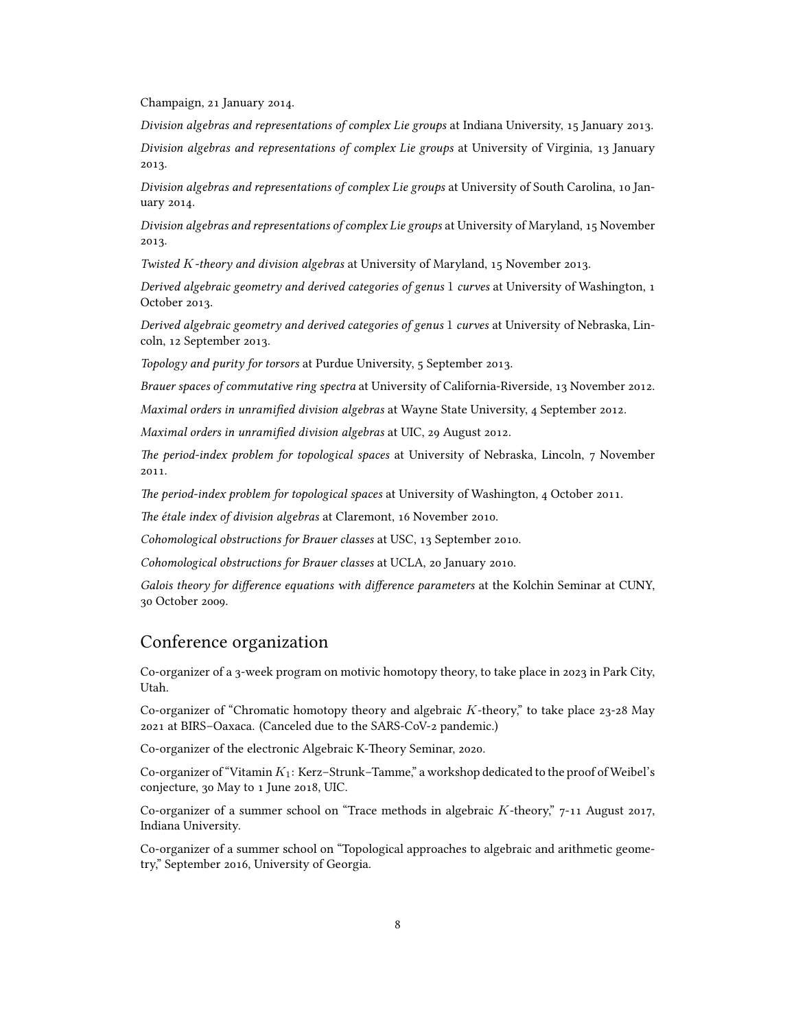Champaign, 21 January 2014.

*Division algebras and representations of complex Lie groups* at Indiana University, 15 January 2013.

*Division algebras and representations of complex Lie groups* at University of Virginia, 13 January 2013.

*Division algebras and representations of complex Lie groups* at University of South Carolina, 10 January 2014.

*Division algebras and representations of complex Lie groups* at University of Maryland, 15 November 2013.

*Twisted $K$-theory and division algebras* at University of Maryland, 15 November 2013.

*Derived algebraic geometry and derived categories of genus $1$ curves* at University of Washington, 1 October 2013.

*Derived algebraic geometry and derived categories of genus $1$ curves* at University of Nebraska, Lincoln, 12 September 2013.

*Topology and purity for torsors* at Purdue University, 5 September 2013.

*Brauer spaces of commutative ring spectra* at University of California-Riverside, 13 November 2012.

*Maximal orders in unramified division algebras* at Wayne State University, 4 September 2012.

*Maximal orders in unramified division algebras* at UIC, 29 August 2012.

*The period-index problem for topological spaces* at University of Nebraska, Lincoln, 7 November 2011.

*The period-index problem for topological spaces* at University of Washington, 4 October 2011.

*The étale index of division algebras* at Claremont, 16 November 2010.

*Cohomological obstructions for Brauer classes* at USC, 13 September 2010.

*Cohomological obstructions for Brauer classes* at UCLA, 20 January 2010.

*Galois theory for difference equations with difference parameters* at the Kolchin Seminar at CUNY, 30 October 2009.

## Conference organization

Co-organizer of a 3-week program on motivic homotopy theory, to take place in 2023 in Park City, Utah.

Co-organizer of "Chromatic homotopy theory and algebraic $K$-theory," to take place 23-28 May 2021 at BIRS–Oaxaca. (Canceled due to the SARS-CoV-2 pandemic.)

Co-organizer of the electronic Algebraic K-Theory Seminar, 2020.

Co-organizer of "Vitamin $K_1$: Kerz–Strunk–Tamme," a workshop dedicated to the proof of Weibel's conjecture, 30 May to 1 June 2018, UIC.

Co-organizer of a summer school on "Trace methods in algebraic $K$-theory," 7-11 August 2017, Indiana University.

Co-organizer of a summer school on "Topological approaches to algebraic and arithmetic geometry," September 2016, University of Georgia.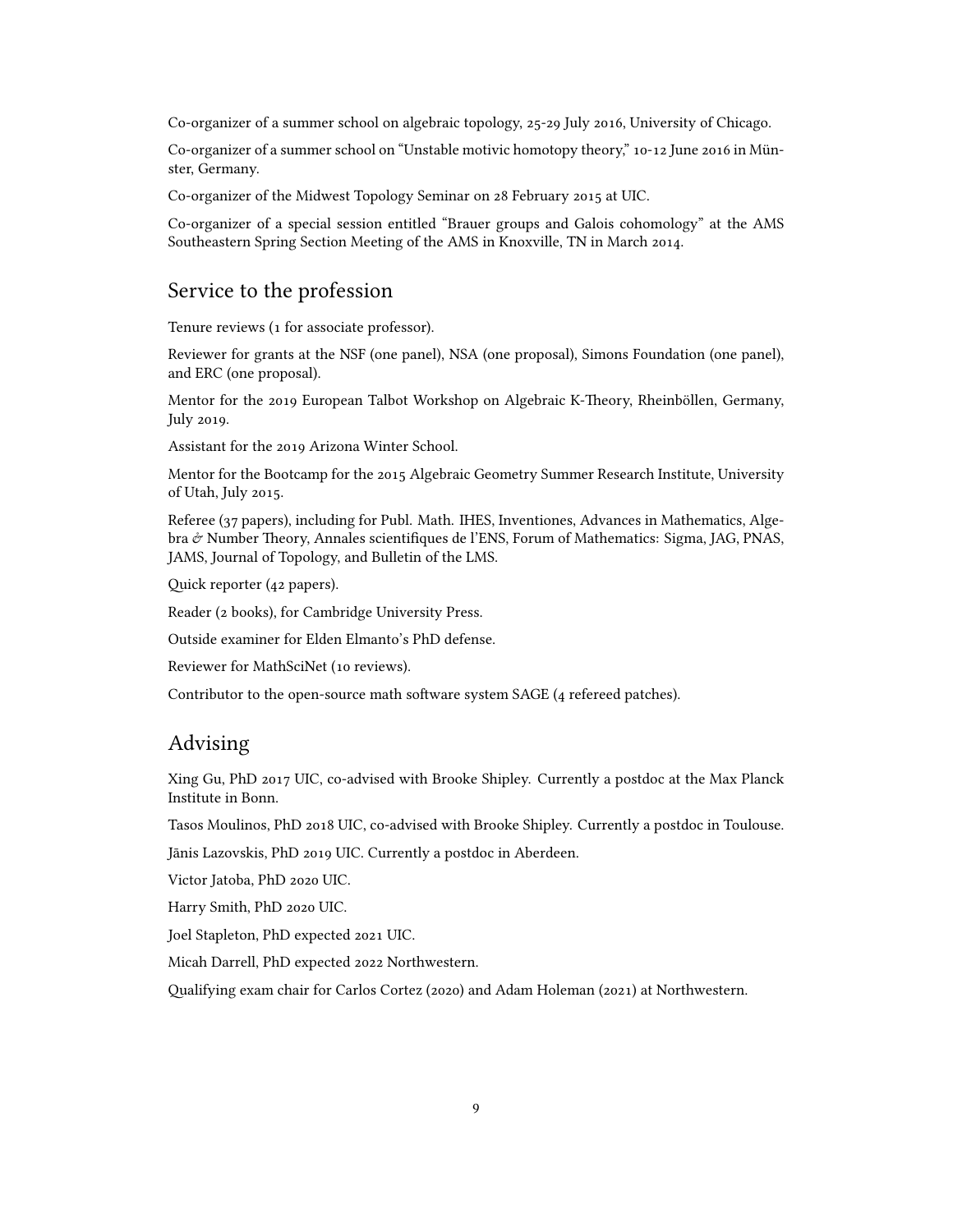Co-organizer of a summer school on algebraic topology, 25-29 July 2016, University of Chicago.

Co-organizer of a summer school on "Unstable motivic homotopy theory," 10-12 June 2016 in Münster, Germany.

Co-organizer of the Midwest Topology Seminar on 28 February 2015 at UIC.

Co-organizer of a special session entitled "Brauer groups and Galois cohomology" at the AMS Southeastern Spring Section Meeting of the AMS in Knoxville, TN in March 2014.

## Service to the profession

Tenure reviews (1 for associate professor).

Reviewer for grants at the NSF (one panel), NSA (one proposal), Simons Foundation (one panel), and ERC (one proposal).

Mentor for the 2019 European Talbot Workshop on Algebraic K-Theory, Rheinböllen, Germany, July 2019.

Assistant for the 2019 Arizona Winter School.

Mentor for the Bootcamp for the 2015 Algebraic Geometry Summer Research Institute, University of Utah, July 2015.

Referee (37 papers), including for Publ. Math. IHES, Inventiones, Advances in Mathematics, Algebra & Number Theory, Annales scientifiques de l'ENS, Forum of Mathematics: Sigma, JAG, PNAS, JAMS, Journal of Topology, and Bulletin of the LMS.

Quick reporter (42 papers).

Reader (2 books), for Cambridge University Press.

Outside examiner for Elden Elmanto's PhD defense.

Reviewer for MathSciNet (10 reviews).

Contributor to the open-source math software system SAGE (4 refereed patches).

## Advising

Xing Gu, PhD 2017 UIC, co-advised with Brooke Shipley. Currently a postdoc at the Max Planck Institute in Bonn.

Tasos Moulinos, PhD 2018 UIC, co-advised with Brooke Shipley. Currently a postdoc in Toulouse.

Jānis Lazovskis, PhD 2019 UIC. Currently a postdoc in Aberdeen.

Victor Jatoba, PhD 2020 UIC.

Harry Smith, PhD 2020 UIC.

Joel Stapleton, PhD expected 2021 UIC.

Micah Darrell, PhD expected 2022 Northwestern.

Qualifying exam chair for Carlos Cortez (2020) and Adam Holeman (2021) at Northwestern.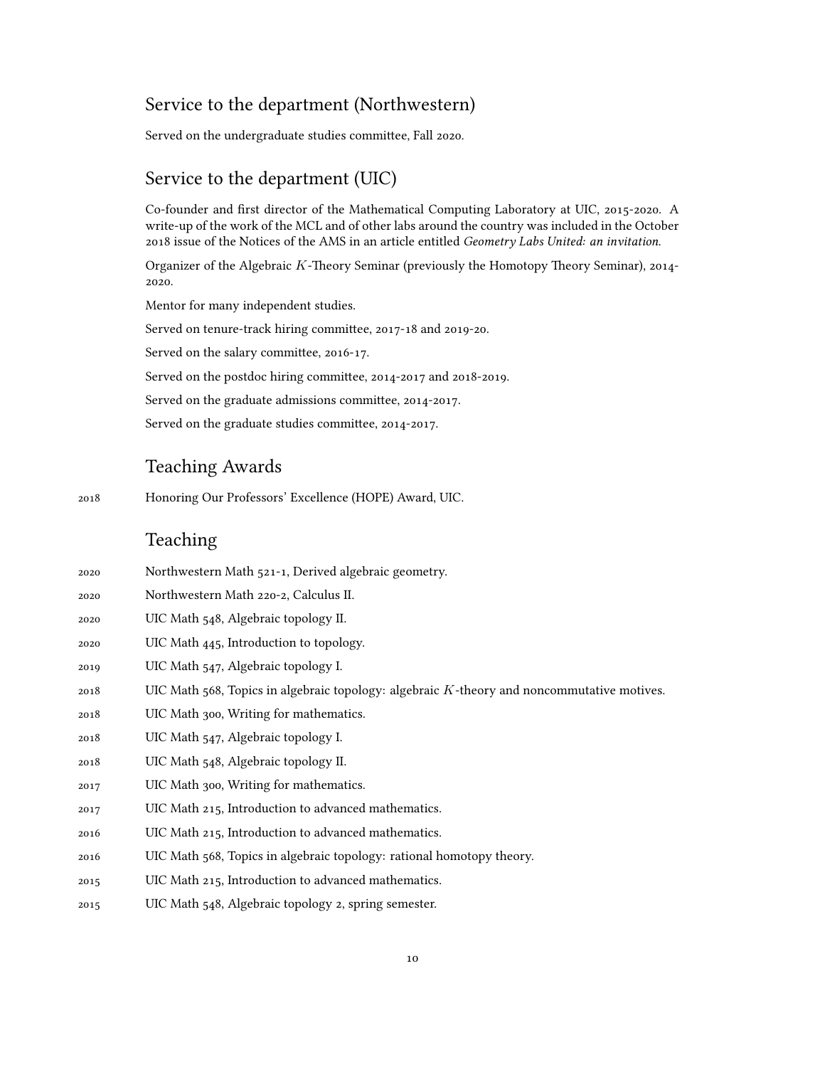## Service to the department (Northwestern)

Served on the undergraduate studies committee, Fall 2020.

## Service to the department (UIC)

Co-founder and first director of the Mathematical Computing Laboratory at UIC, 2015-2020. A write-up of the work of the MCL and of other labs around the country was included in the October 2018 issue of the Notices of the AMS in an article entitled *Geometry Labs United: an invitation*.

Organizer of the Algebraic $K$-Theory Seminar (previously the Homotopy Theory Seminar), 2014-2020.

Mentor for many independent studies.

Served on tenure-track hiring committee, 2017-18 and 2019-20.

Served on the salary committee, 2016-17.

Served on the postdoc hiring committee, 2014-2017 and 2018-2019.

Served on the graduate admissions committee, 2014-2017.

Served on the graduate studies committee, 2014-2017.

## Teaching Awards

2018 Honoring Our Professors' Excellence (HOPE) Award, UIC.

## Teaching

2020 Northwestern Math 521-1, Derived algebraic geometry.

2020 Northwestern Math 220-2, Calculus II.

2020 UIC Math 548, Algebraic topology II.

2020 UIC Math 445, Introduction to topology.

2019 UIC Math 547, Algebraic topology I.

2018 UIC Math 568, Topics in algebraic topology: algebraic $K$-theory and noncommutative motives.

2018 UIC Math 300, Writing for mathematics.

2018 UIC Math 547, Algebraic topology I.

2018 UIC Math 548, Algebraic topology II.

2017 UIC Math 300, Writing for mathematics.

2017 UIC Math 215, Introduction to advanced mathematics.

2016 UIC Math 215, Introduction to advanced mathematics.

2016 UIC Math 568, Topics in algebraic topology: rational homotopy theory.

2015 UIC Math 215, Introduction to advanced mathematics.

2015 UIC Math 548, Algebraic topology 2, spring semester.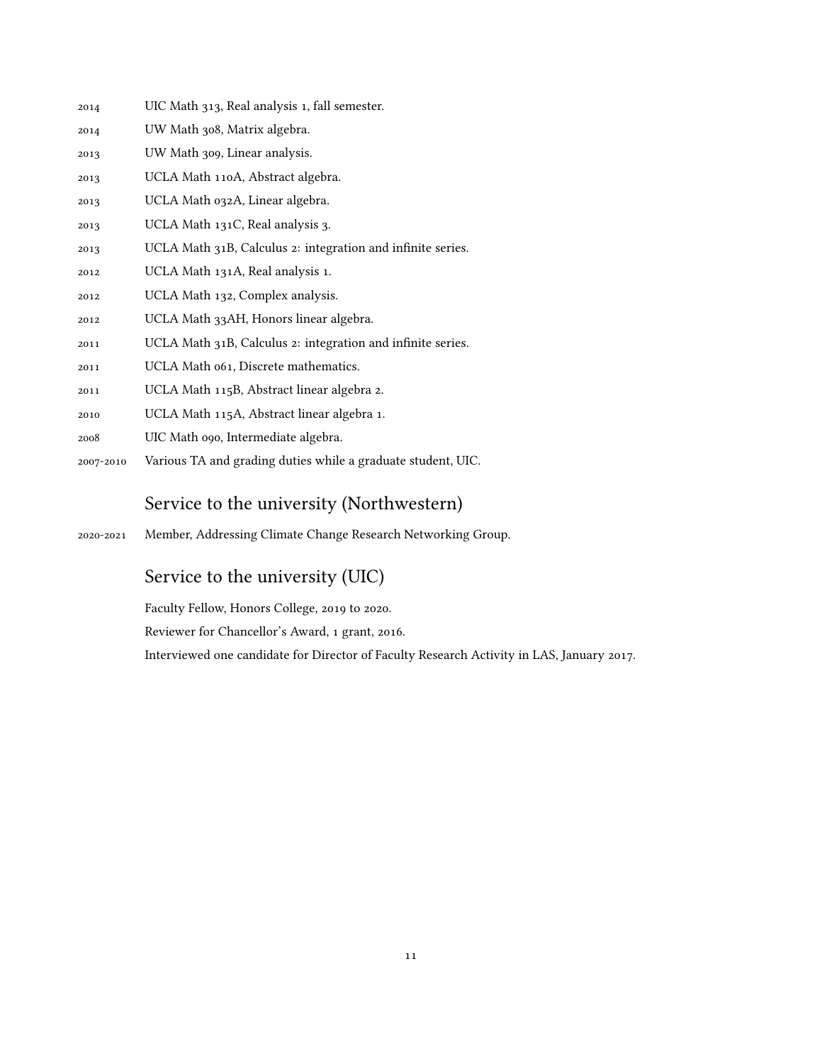2014 UIC Math 313, Real analysis 1, fall semester.

2014 UW Math 308, Matrix algebra.

2013 UW Math 309, Linear analysis.

2013 UCLA Math 110A, Abstract algebra.

2013 UCLA Math 032A, Linear algebra.

2013 UCLA Math 131C, Real analysis 3.

2013 UCLA Math 31B, Calculus 2: integration and infinite series.

2012 UCLA Math 131A, Real analysis 1.

2012 UCLA Math 132, Complex analysis.

2012 UCLA Math 33AH, Honors linear algebra.

2011 UCLA Math 31B, Calculus 2: integration and infinite series.

2011 UCLA Math 061, Discrete mathematics.

2011 UCLA Math 115B, Abstract linear algebra 2.

2010 UCLA Math 115A, Abstract linear algebra 1.

2008 UIC Math 090, Intermediate algebra.

2007-2010 Various TA and grading duties while a graduate student, UIC.

## Service to the university (Northwestern)

2020-2021 Member, Addressing Climate Change Research Networking Group.

## Service to the university (UIC)

Faculty Fellow, Honors College, 2019 to 2020.

Reviewer for Chancellor's Award, 1 grant, 2016.

Interviewed one candidate for Director of Faculty Research Activity in LAS, January 2017.